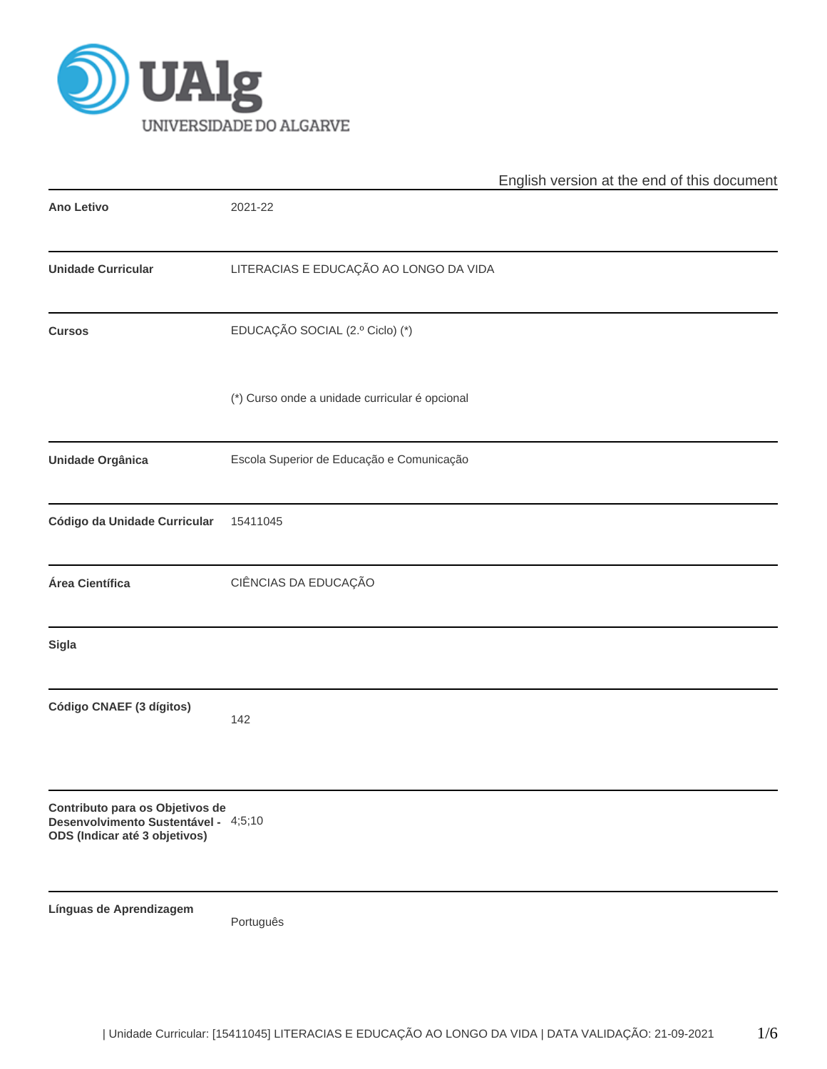UALG UNIVERSIDADE DO ALGARVE

English version at the end of this document

| | |
|---|---|
| **Ano Letivo** | 2021-22 |
| **Unidade Curricular** | LITERACIAS E EDUCAÇÃO AO LONGO DA VIDA |
| **Cursos** | EDUCAÇÃO SOCIAL (2.º Ciclo) (*)<br><br>(*) Curso onde a unidade curricular é opcional |
| **Unidade Orgânica** | Escola Superior de Educação e Comunicação |
| **Código da Unidade Curricular** | 15411045 |
| **Área Científica** | CIÊNCIAS DA EDUCAÇÃO |
| **Sigla** | |
| **Código CNAEF (3 dígitos)** | 142 |
| **Contributo para os Objetivos de Desenvolvimento Sustentável - ODS (Indicar até 3 objetivos)** | 4;5;10 |
| **Línguas de Aprendizagem** | Português |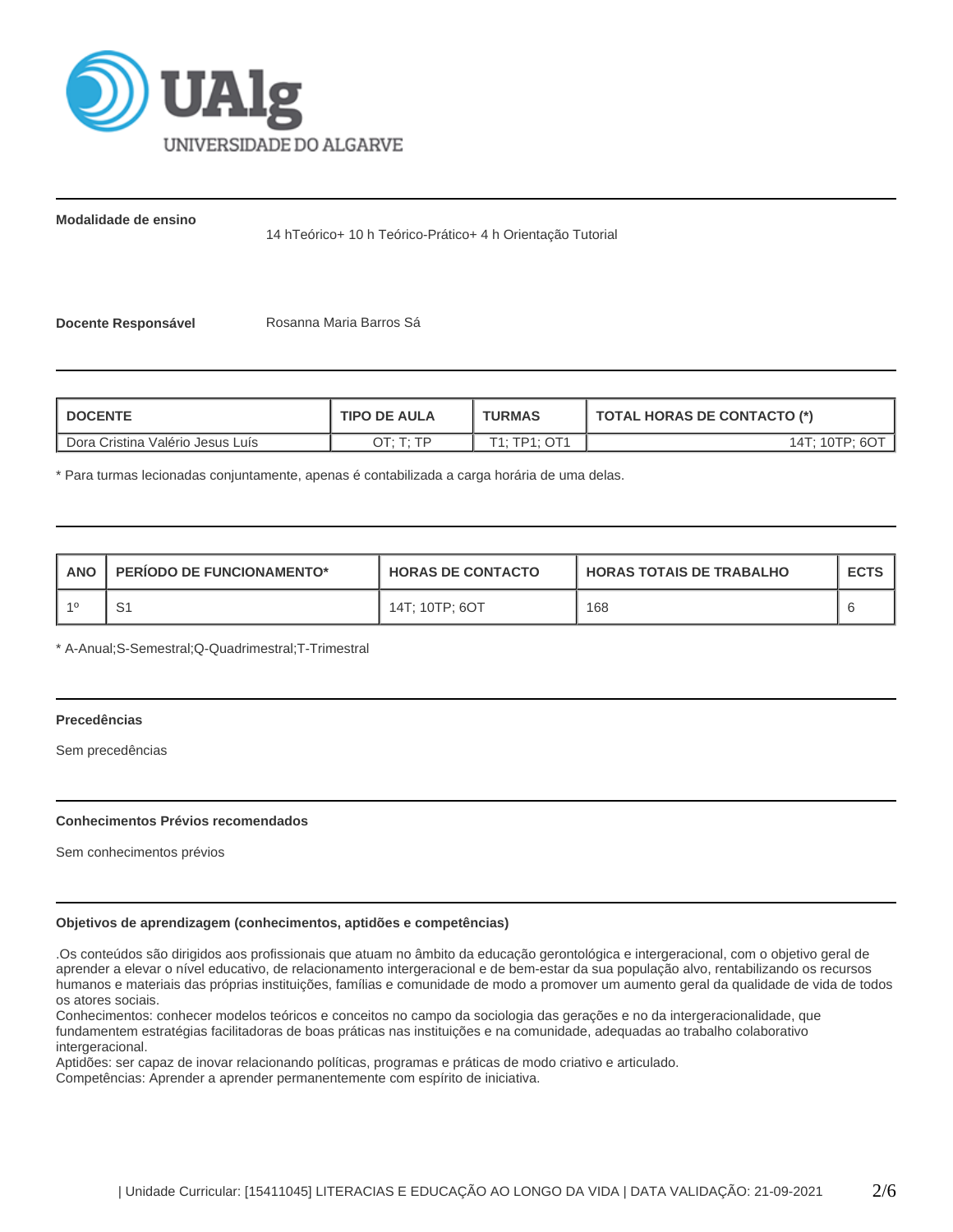**Modalidade de ensino**

14 hTeórico+ 10 h Teórico-Prático+ 4 h Orientação Tutorial

**Docente Responsável** Rosanna Maria Barros Sá

| DOCENTE | TIPO DE AULA | TURMAS | TOTAL HORAS DE CONTACTO (*) |
|---|---|---|---|
| Dora Cristina Valério Jesus Luís | OT; T; TP | T1; TP1; OT1 | 14T; 10TP; 6OT |

* Para turmas lecionadas conjuntamente, apenas é contabilizada a carga horária de uma delas.

| ANO | PERÍODO DE FUNCIONAMENTO* | HORAS DE CONTACTO | HORAS TOTAIS DE TRABALHO | ECTS |
|---|---|---|---|---|
| 1º | S1 | 14T; 10TP; 6OT | 168 | 6 |

* A-Anual;S-Semestral;Q-Quadrimestral;T-Trimestral

**Precedências**

Sem precedências

**Conhecimentos Prévios recomendados**

Sem conhecimentos prévios

**Objetivos de aprendizagem (conhecimentos, aptidões e competências)**

.Os conteúdos são dirigidos aos profissionais que atuam no âmbito da educação gerontológica e intergeracional, com o objetivo geral de aprender a elevar o nível educativo, de relacionamento intergeracional e de bem-estar da sua população alvo, rentabilizando os recursos humanos e materiais das próprias instituições, famílias e comunidade de modo a promover um aumento geral da qualidade de vida de todos os atores sociais.
Conhecimentos: conhecer modelos teóricos e conceitos no campo da sociologia das gerações e no da intergeracionalidade, que fundamentem estratégias facilitadoras de boas práticas nas instituições e na comunidade, adequadas ao trabalho colaborativo intergeracional.
Aptidões: ser capaz de inovar relacionando políticas, programas e práticas de modo criativo e articulado.
Competências: Aprender a aprender permanentemente com espírito de iniciativa.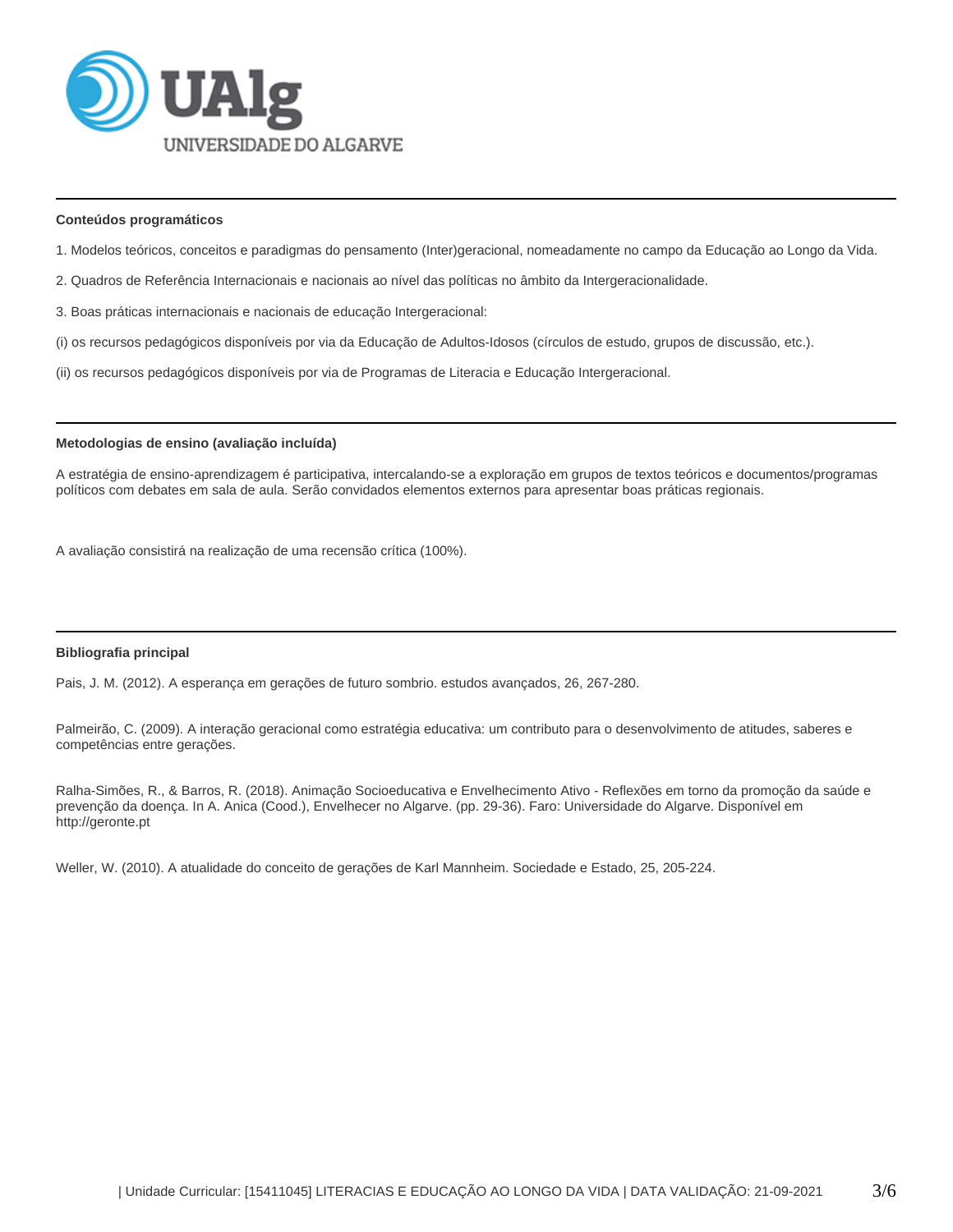#### Conteúdos programáticos

1. Modelos teóricos, conceitos e paradigmas do pensamento (Inter)geracional, nomeadamente no campo da Educação ao Longo da Vida.

2. Quadros de Referência Internacionais e nacionais ao nível das políticas no âmbito da Intergeracionalidade.

3. Boas práticas internacionais e nacionais de educação Intergeracional:

(i) os recursos pedagógicos disponíveis por via da Educação de Adultos-Idosos (círculos de estudo, grupos de discussão, etc.).

(ii) os recursos pedagógicos disponíveis por via de Programas de Literacia e Educação Intergeracional.

#### Metodologias de ensino (avaliação incluída)

A estratégia de ensino-aprendizagem é participativa, intercalando-se a exploração em grupos de textos teóricos e documentos/programas políticos com debates em sala de aula. Serão convidados elementos externos para apresentar boas práticas regionais.

A avaliação consistirá na realização de uma recensão crítica (100%).

#### Bibliografia principal

Pais, J. M. (2012). A esperança em gerações de futuro sombrio. estudos avançados, 26, 267-280.

Palmeirão, C. (2009). A interação geracional como estratégia educativa: um contributo para o desenvolvimento de atitudes, saberes e competências entre gerações.

Ralha-Simões, R., & Barros, R. (2018). Animação Socioeducativa e Envelhecimento Ativo - Reflexões em torno da promoção da saúde e prevenção da doença. In A. Anica (Cood.), Envelhecer no Algarve. (pp. 29-36). Faro: Universidade do Algarve. Disponível em http://geronte.pt

Weller, W. (2010). A atualidade do conceito de gerações de Karl Mannheim. Sociedade e Estado, 25, 205-224.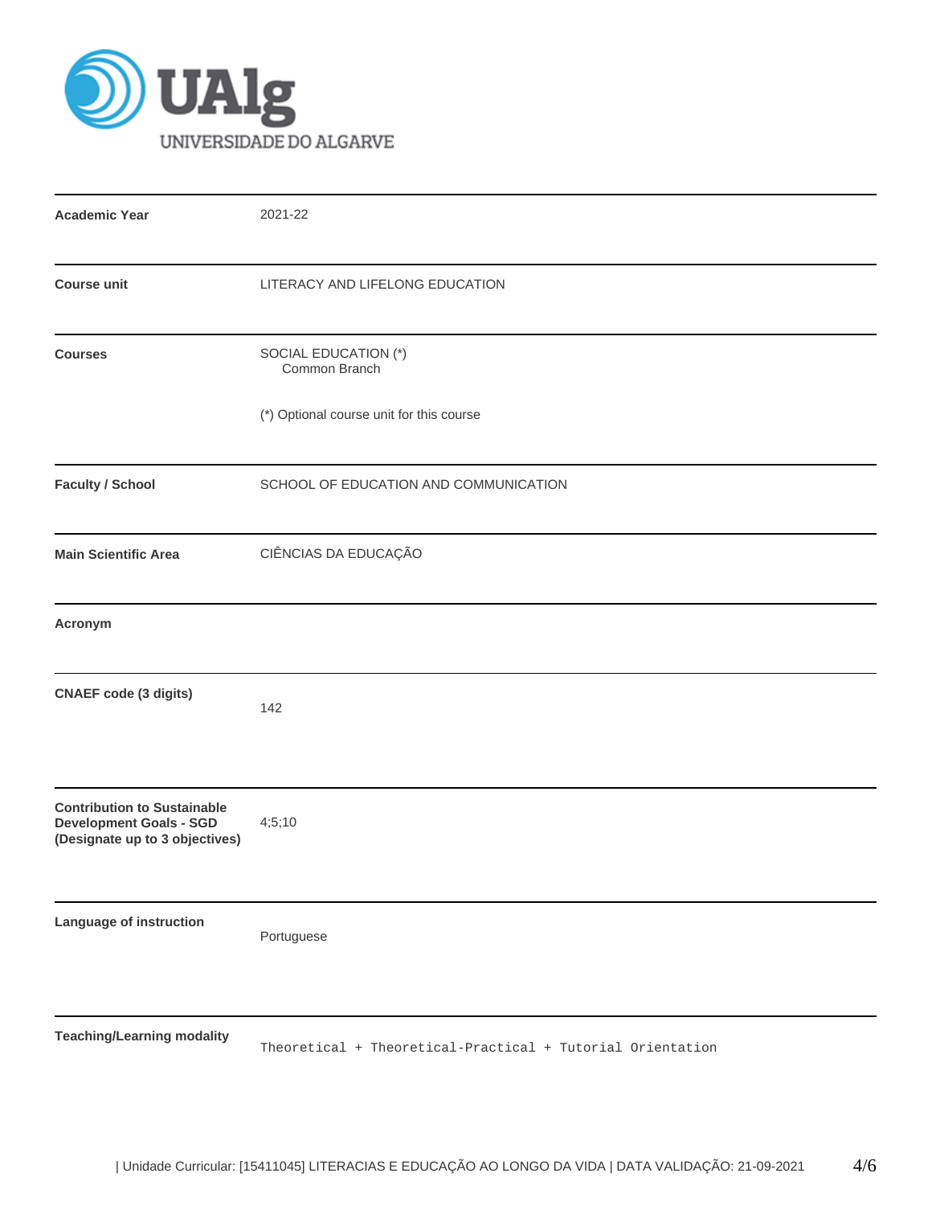UAlg UNIVERSIDADE DO ALGARVE

| | |
|---|---|
| **Academic Year** | 2021-22 |
| **Course unit** | LITERACY AND LIFELONG EDUCATION |
| **Courses** | SOCIAL EDUCATION (*)<br>Common Branch<br><br>(*) Optional course unit for this course |
| **Faculty / School** | SCHOOL OF EDUCATION AND COMMUNICATION |
| **Main Scientific Area** | CIÊNCIAS DA EDUCAÇÃO |
| **Acronym** | |
| **CNAEF code (3 digits)** | 142 |
| **Contribution to Sustainable Development Goals - SGD (Designate up to 3 objectives)** | 4;5;10 |
| **Language of instruction** | Portuguese |
| **Teaching/Learning modality** | Theoretical + Theoretical-Practical + Tutorial Orientation |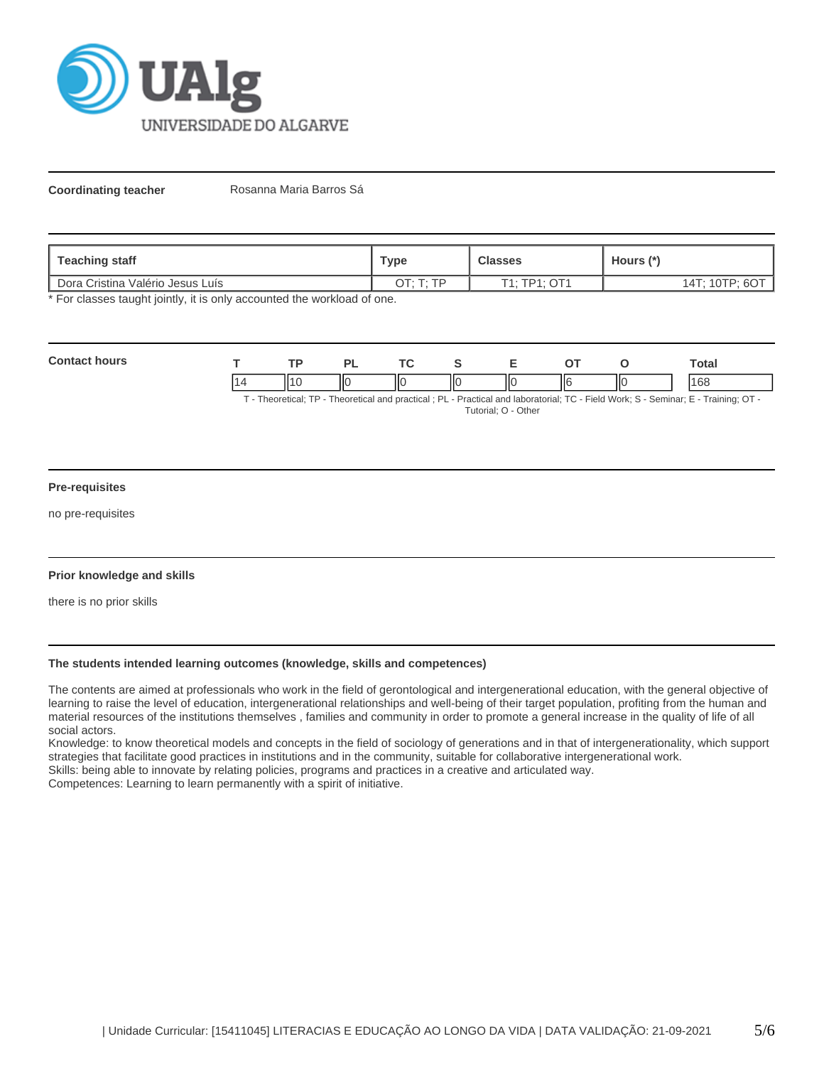**Coordinating teacher** Rosanna Maria Barros Sá

| Teaching staff | Type | Classes | Hours (*) |
|---|---|---|---|
| Dora Cristina Valério Jesus Luís | OT; T; TP | T1; TP1; OT1 | 14T; 10TP; 6OT |

* For classes taught jointly, it is only accounted the workload of one.

**Contact hours**

| T | TP | PL | TC | S | E | OT | O | Total |
|---|---|---|---|---|---|---|---|---|
| 14 | 10 | 0 | 0 | 0 | 0 | 6 | 0 | 168 |

T - Theoretical; TP - Theoretical and practical ; PL - Practical and laboratorial; TC - Field Work; S - Seminar; E - Training; OT - Tutorial; O - Other

**Pre-requisites**

no pre-requisites

**Prior knowledge and skills**

there is no prior skills

**The students intended learning outcomes (knowledge, skills and competences)**

The contents are aimed at professionals who work in the field of gerontological and intergenerational education, with the general objective of learning to raise the level of education, intergenerational relationships and well-being of their target population, profiting from the human and material resources of the institutions themselves , families and community in order to promote a general increase in the quality of life of all social actors.
Knowledge: to know theoretical models and concepts in the field of sociology of generations and in that of intergenerationality, which support strategies that facilitate good practices in institutions and in the community, suitable for collaborative intergenerational work.
Skills: being able to innovate by relating policies, programs and practices in a creative and articulated way.
Competences: Learning to learn permanently with a spirit of initiative.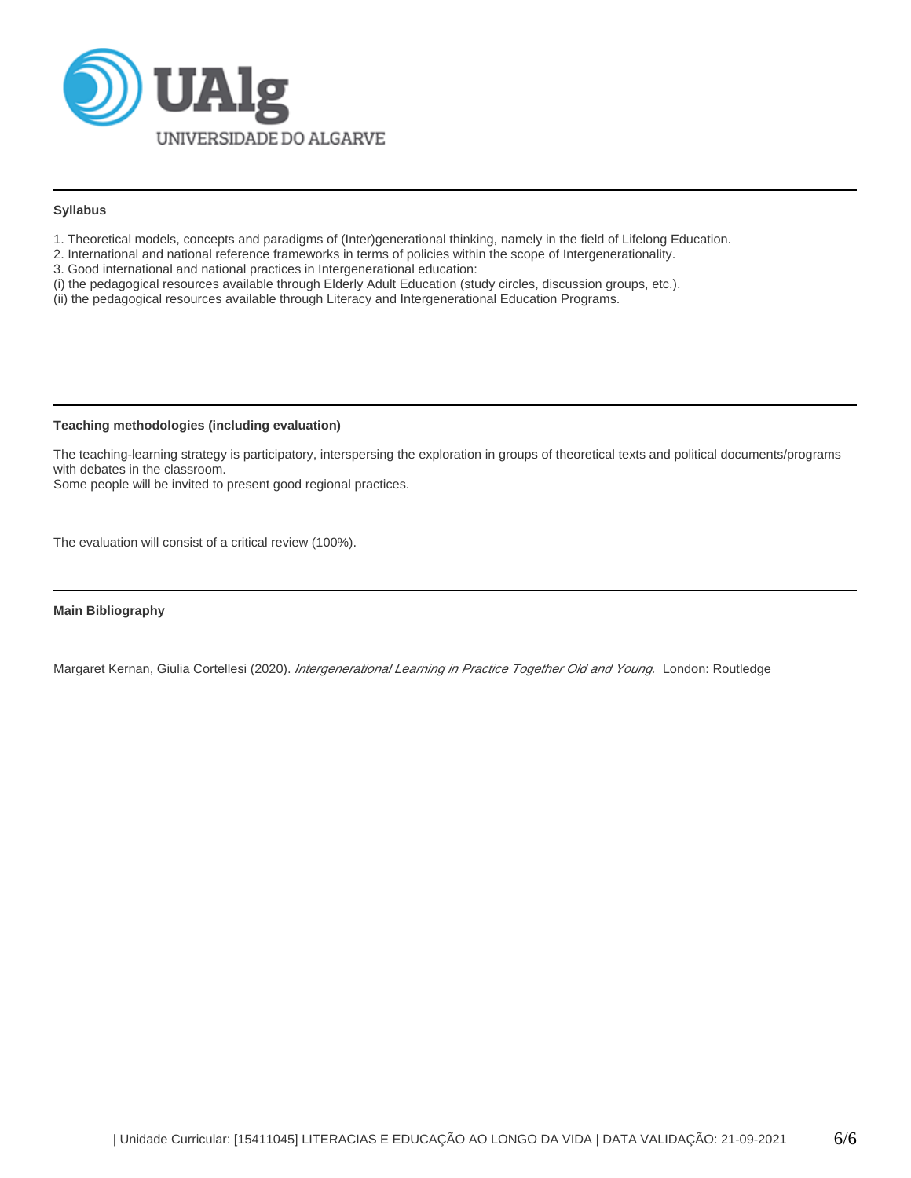## Syllabus

1. Theoretical models, concepts and paradigms of (Inter)generational thinking, namely in the field of Lifelong Education.
2. International and national reference frameworks in terms of policies within the scope of Intergenerationality.
3. Good international and national practices in Intergenerational education:
(i) the pedagogical resources available through Elderly Adult Education (study circles, discussion groups, etc.).
(ii) the pedagogical resources available through Literacy and Intergenerational Education Programs.

## Teaching methodologies (including evaluation)

The teaching-learning strategy is participatory, interspersing the exploration in groups of theoretical texts and political documents/programs with debates in the classroom.
Some people will be invited to present good regional practices.

The evaluation will consist of a critical review (100%).

## Main Bibliography

Margaret Kernan, Giulia Cortellesi (2020). *Intergenerational Learning in Practice Together Old and Young.* London: Routledge